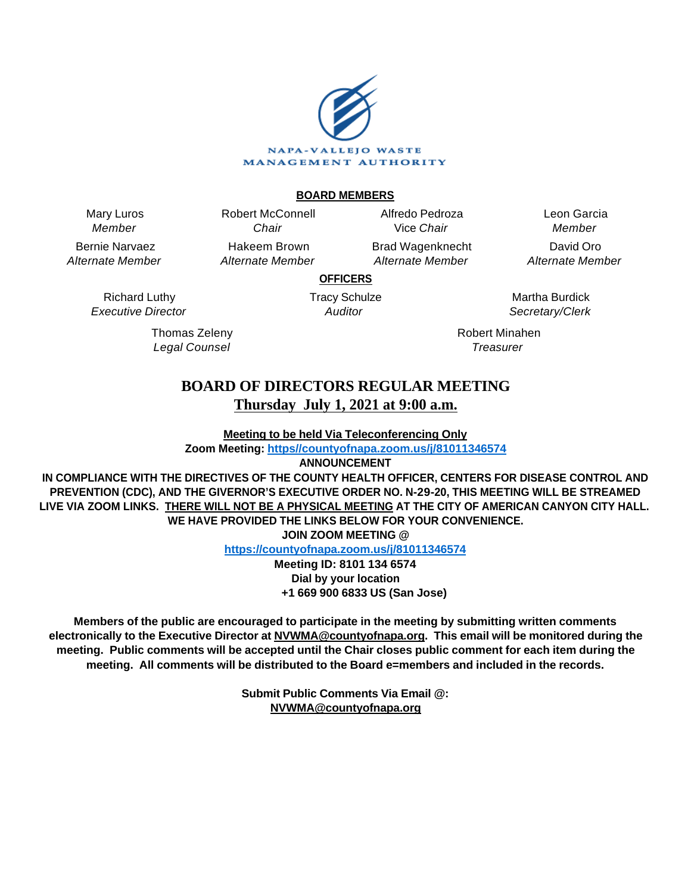NAPA-VALLEJO WASTE MANAGEMENT AUTHORITY

**BOARD MEMBERS**

| | | | |
|---|---|---|---|
| Mary Luros *Member* | Robert McConnell *Chair* | Alfredo Pedroza Vice *Chair* | Leon Garcia *Member* |
| Bernie Narvaez *Alternate Member* | Hakeem Brown *Alternate Member* | Brad Wagenknecht *Alternate Member* | David Oro *Alternate Member* |

**OFFICERS**

| | | |
|---|---|---|
| Richard Luthy *Executive Director* | Tracy Schulze *Auditor* | Martha Burdick *Secretary/Clerk* |
| Thomas Zeleny *Legal Counsel* | | Robert Minahen *Treasurer* |

# BOARD OF DIRECTORS REGULAR MEETING

## Thursday July 1, 2021 at 9:00 a.m.

**Meeting to be held Via Teleconferencing Only**

**Zoom Meeting: https//countyofnapa.zoom.us/j/81011346574**

**ANNOUNCEMENT**

**IN COMPLIANCE WITH THE DIRECTIVES OF THE COUNTY HEALTH OFFICER, CENTERS FOR DISEASE CONTROL AND PREVENTION (CDC), AND THE GIVERNOR'S EXECUTIVE ORDER NO. N-29-20, THIS MEETING WILL BE STREAMED LIVE VIA ZOOM LINKS. THERE WILL NOT BE A PHYSICAL MEETING AT THE CITY OF AMERICAN CANYON CITY HALL. WE HAVE PROVIDED THE LINKS BELOW FOR YOUR CONVENIENCE.**

**JOIN ZOOM MEETING @**

**https://countyofnapa.zoom.us/j/81011346574**

**Meeting ID: 8101 134 6574**

**Dial by your location**

**+1 669 900 6833 US (San Jose)**

**Members of the public are encouraged to participate in the meeting by submitting written comments electronically to the Executive Director at NVWMA@countyofnapa.org. This email will be monitored during the meeting. Public comments will be accepted until the Chair closes public comment for each item during the meeting. All comments will be distributed to the Board e=members and included in the records.**

**Submit Public Comments Via Email @:**

**NVWMA@countyofnapa.org**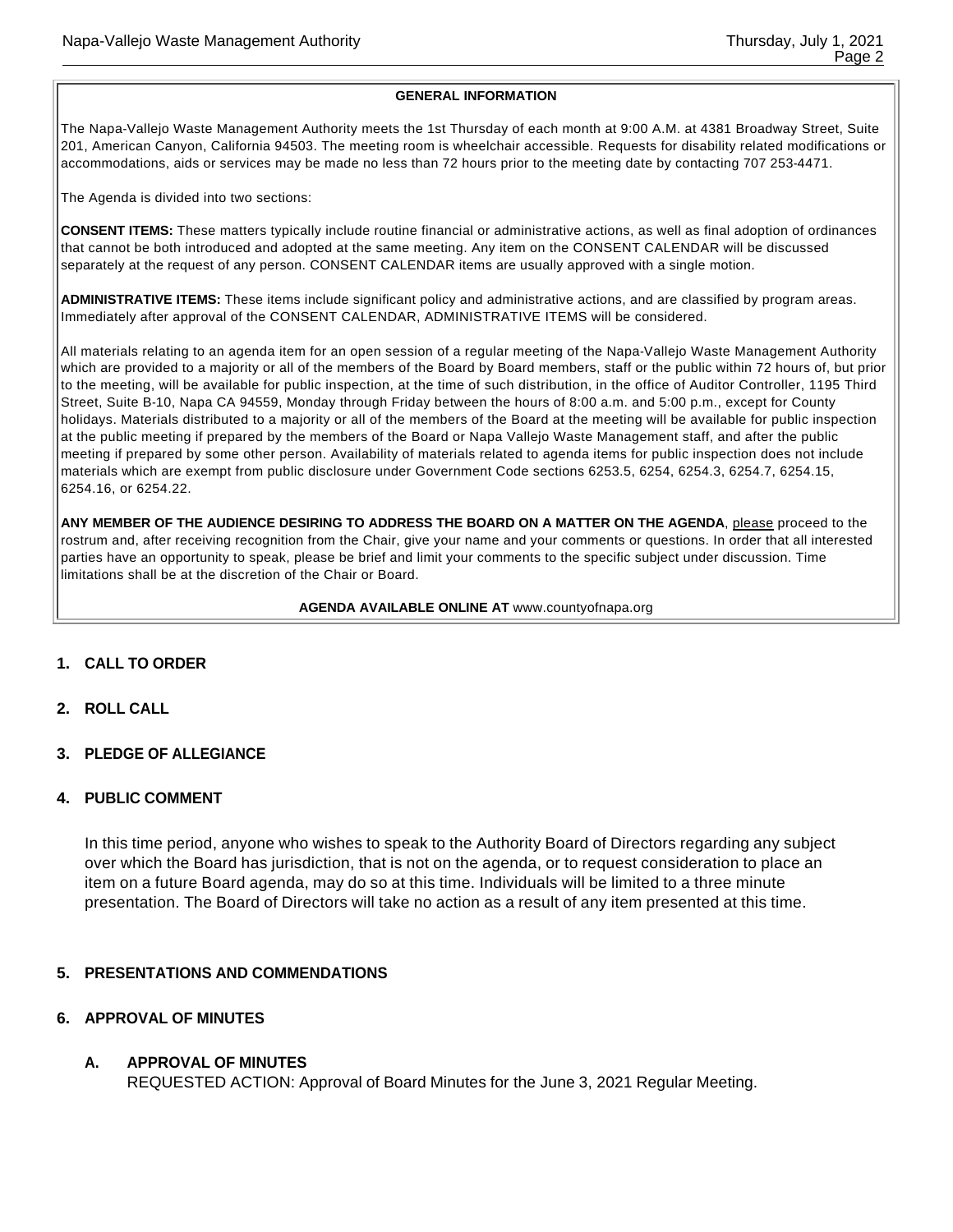## GENERAL INFORMATION

The Napa-Vallejo Waste Management Authority meets the 1st Thursday of each month at 9:00 A.M. at 4381 Broadway Street, Suite 201, American Canyon, California 94503. The meeting room is wheelchair accessible. Requests for disability related modifications or accommodations, aids or services may be made no less than 72 hours prior to the meeting date by contacting 707 253-4471.

The Agenda is divided into two sections:

**CONSENT ITEMS:** These matters typically include routine financial or administrative actions, as well as final adoption of ordinances that cannot be both introduced and adopted at the same meeting. Any item on the CONSENT CALENDAR will be discussed separately at the request of any person. CONSENT CALENDAR items are usually approved with a single motion.

**ADMINISTRATIVE ITEMS:** These items include significant policy and administrative actions, and are classified by program areas. Immediately after approval of the CONSENT CALENDAR, ADMINISTRATIVE ITEMS will be considered.

All materials relating to an agenda item for an open session of a regular meeting of the Napa-Vallejo Waste Management Authority which are provided to a majority or all of the members of the Board by Board members, staff or the public within 72 hours of, but prior to the meeting, will be available for public inspection, at the time of such distribution, in the office of Auditor Controller, 1195 Third Street, Suite B-10, Napa CA 94559, Monday through Friday between the hours of 8:00 a.m. and 5:00 p.m., except for County holidays. Materials distributed to a majority or all of the members of the Board at the meeting will be available for public inspection at the public meeting if prepared by the members of the Board or Napa Vallejo Waste Management staff, and after the public meeting if prepared by some other person. Availability of materials related to agenda items for public inspection does not include materials which are exempt from public disclosure under Government Code sections 6253.5, 6254, 6254.3, 6254.7, 6254.15, 6254.16, or 6254.22.

**ANY MEMBER OF THE AUDIENCE DESIRING TO ADDRESS THE BOARD ON A MATTER ON THE AGENDA**, please proceed to the rostrum and, after receiving recognition from the Chair, give your name and your comments or questions. In order that all interested parties have an opportunity to speak, please be brief and limit your comments to the specific subject under discussion. Time limitations shall be at the discretion of the Chair or Board.

**AGENDA AVAILABLE ONLINE AT** www.countyofnapa.org

## 1. CALL TO ORDER

## 2. ROLL CALL

## 3. PLEDGE OF ALLEGIANCE

## 4. PUBLIC COMMENT

In this time period, anyone who wishes to speak to the Authority Board of Directors regarding any subject over which the Board has jurisdiction, that is not on the agenda, or to request consideration to place an item on a future Board agenda, may do so at this time. Individuals will be limited to a three minute presentation. The Board of Directors will take no action as a result of any item presented at this time.

## 5. PRESENTATIONS AND COMMENDATIONS

## 6. APPROVAL OF MINUTES

### A. APPROVAL OF MINUTES

REQUESTED ACTION: Approval of Board Minutes for the June 3, 2021 Regular Meeting.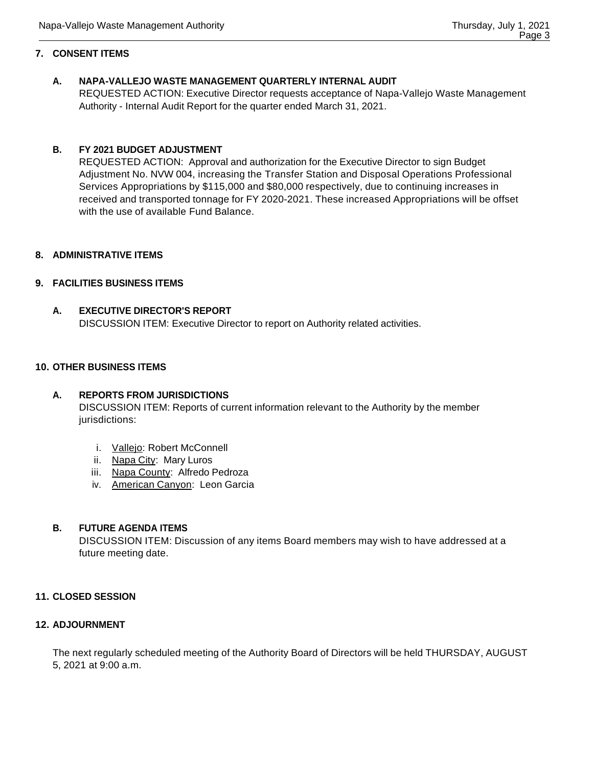## 7. CONSENT ITEMS

### A. NAPA-VALLEJO WASTE MANAGEMENT QUARTERLY INTERNAL AUDIT

REQUESTED ACTION: Executive Director requests acceptance of Napa-Vallejo Waste Management Authority - Internal Audit Report for the quarter ended March 31, 2021.

### B. FY 2021 BUDGET ADJUSTMENT

REQUESTED ACTION: Approval and authorization for the Executive Director to sign Budget Adjustment No. NVW 004, increasing the Transfer Station and Disposal Operations Professional Services Appropriations by $115,000 and $80,000 respectively, due to continuing increases in received and transported tonnage for FY 2020-2021. These increased Appropriations will be offset with the use of available Fund Balance.

## 8. ADMINISTRATIVE ITEMS

## 9. FACILITIES BUSINESS ITEMS

### A. EXECUTIVE DIRECTOR'S REPORT

DISCUSSION ITEM: Executive Director to report on Authority related activities.

## 10. OTHER BUSINESS ITEMS

### A. REPORTS FROM JURISDICTIONS

DISCUSSION ITEM: Reports of current information relevant to the Authority by the member jurisdictions:

i. Vallejo: Robert McConnell
ii. Napa City: Mary Luros
iii. Napa County: Alfredo Pedroza
iv. American Canyon: Leon Garcia

### B. FUTURE AGENDA ITEMS

DISCUSSION ITEM: Discussion of any items Board members may wish to have addressed at a future meeting date.

## 11. CLOSED SESSION

## 12. ADJOURNMENT

The next regularly scheduled meeting of the Authority Board of Directors will be held THURSDAY, AUGUST 5, 2021 at 9:00 a.m.